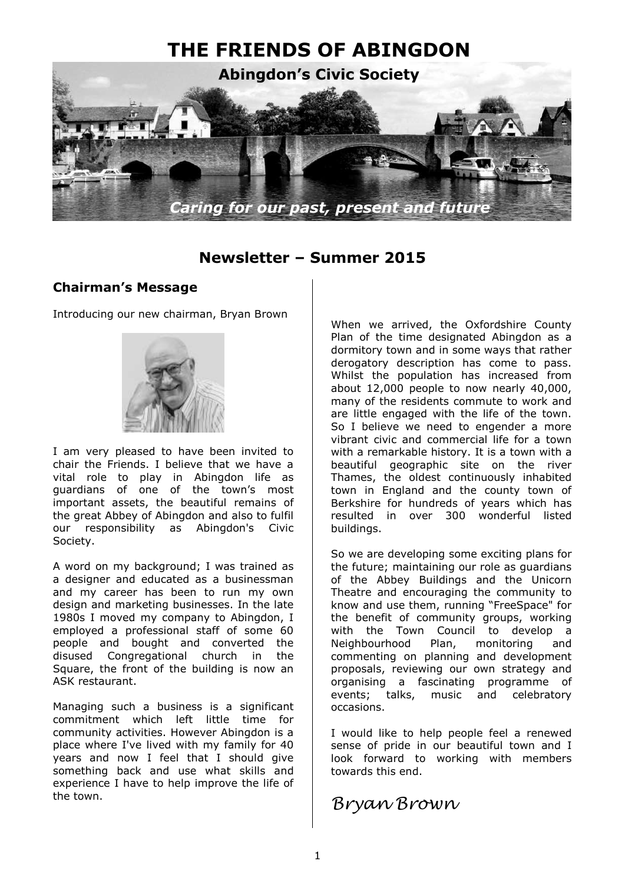# THE FRIENDS OF ABINGDON

**Abingdon's Civic Society**

*Caring for our past, present and future*

## Newsletter – Summer 2015

### Chairman's Message

Introducing our new chairman, Bryan Brown

I am very pleased to have been invited to chair the Friends. I believe that we have a vital role to play in Abingdon life as guardians of one of the town's most important assets, the beautiful remains of the great Abbey of Abingdon and also to fulfil our responsibility as Abingdon's Civic Society.

A word on my background; I was trained as a designer and educated as a businessman and my career has been to run my own design and marketing businesses. In the late 1980s I moved my company to Abingdon, I employed a professional staff of some 60 people and bought and converted the disused Congregational church in the Square, the front of the building is now an ASK restaurant.

Managing such a business is a significant commitment which left little time for community activities. However Abingdon is a place where I've lived with my family for 40 years and now I feel that I should give something back and use what skills and experience I have to help improve the life of the town.

When we arrived, the Oxfordshire County Plan of the time designated Abingdon as a dormitory town and in some ways that rather derogatory description has come to pass. Whilst the population has increased from about 12,000 people to now nearly 40,000, many of the residents commute to work and are little engaged with the life of the town. So I believe we need to engender a more vibrant civic and commercial life for a town with a remarkable history. It is a town with a beautiful geographic site on the river Thames, the oldest continuously inhabited town in England and the county town of Berkshire for hundreds of years which has resulted in over 300 wonderful listed buildings.

So we are developing some exciting plans for the future; maintaining our role as guardians of the Abbey Buildings and the Unicorn Theatre and encouraging the community to know and use them, running "FreeSpace" for the benefit of community groups, working with the Town Council to develop a Neighbourhood Plan, monitoring and commenting on planning and development proposals, reviewing our own strategy and organising a fascinating programme of events; talks, music and celebratory occasions.

I would like to help people feel a renewed sense of pride in our beautiful town and I look forward to working with members towards this end.

*Bryan Brown*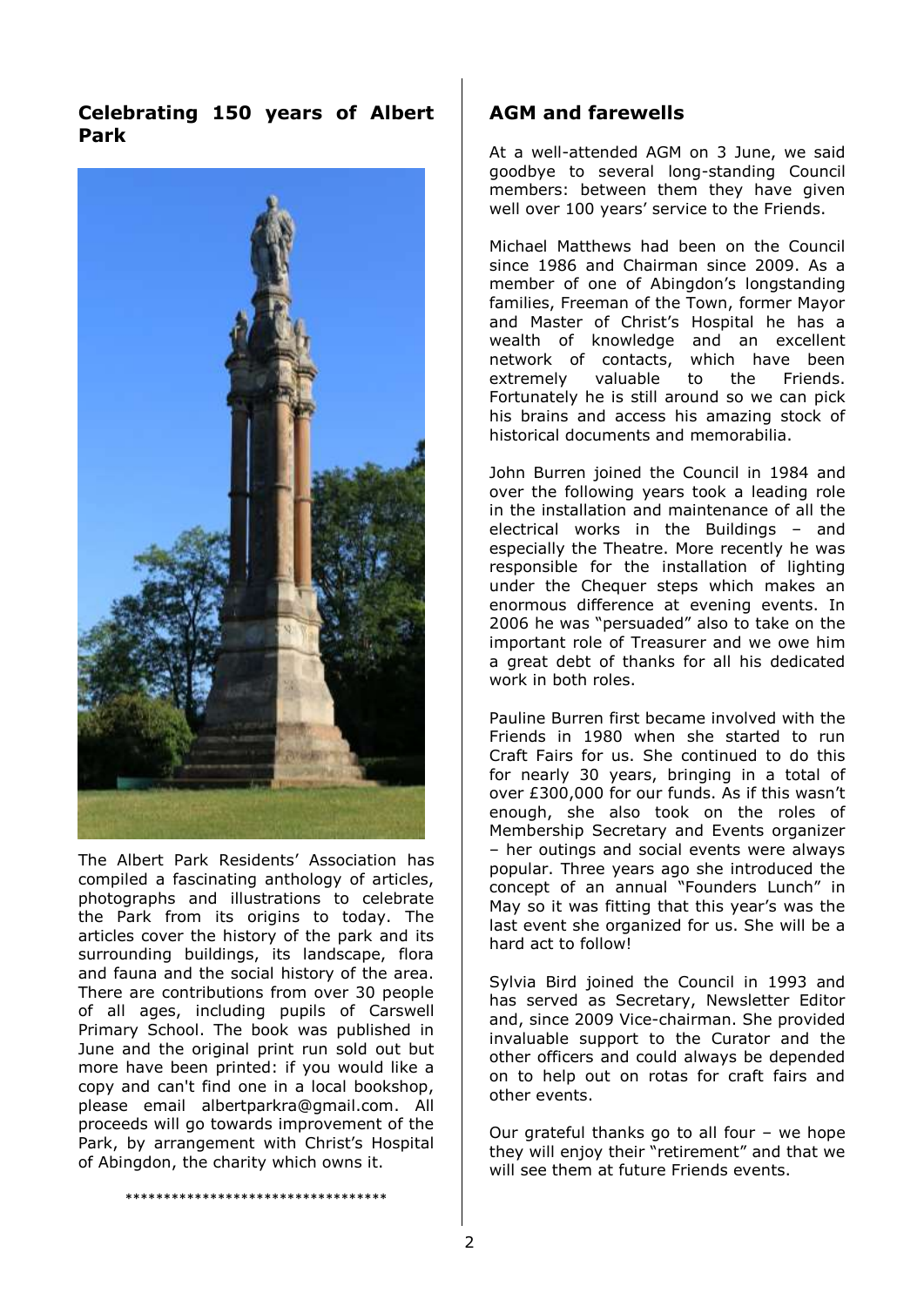## Celebrating 150 years of Albert Park

The Albert Park Residents' Association has compiled a fascinating anthology of articles, photographs and illustrations to celebrate the Park from its origins to today. The articles cover the history of the park and its surrounding buildings, its landscape, flora and fauna and the social history of the area. There are contributions from over 30 people of all ages, including pupils of Carswell Primary School. The book was published in June and the original print run sold out but more have been printed: if you would like a copy and can't find one in a local bookshop, please email albertparkra@gmail.com. All proceeds will go towards improvement of the Park, by arrangement with Christ's Hospital of Abingdon, the charity which owns it.

**********************************

## AGM and farewells

At a well-attended AGM on 3 June, we said goodbye to several long-standing Council members: between them they have given well over 100 years' service to the Friends.

Michael Matthews had been on the Council since 1986 and Chairman since 2009. As a member of one of Abingdon's longstanding families, Freeman of the Town, former Mayor and Master of Christ's Hospital he has a wealth of knowledge and an excellent network of contacts, which have been extremely valuable to the Friends. Fortunately he is still around so we can pick his brains and access his amazing stock of historical documents and memorabilia.

John Burren joined the Council in 1984 and over the following years took a leading role in the installation and maintenance of all the electrical works in the Buildings – and especially the Theatre. More recently he was responsible for the installation of lighting under the Chequer steps which makes an enormous difference at evening events. In 2006 he was "persuaded" also to take on the important role of Treasurer and we owe him a great debt of thanks for all his dedicated work in both roles.

Pauline Burren first became involved with the Friends in 1980 when she started to run Craft Fairs for us. She continued to do this for nearly 30 years, bringing in a total of over £300,000 for our funds. As if this wasn't enough, she also took on the roles of Membership Secretary and Events organizer – her outings and social events were always popular. Three years ago she introduced the concept of an annual "Founders Lunch" in May so it was fitting that this year's was the last event she organized for us. She will be a hard act to follow!

Sylvia Bird joined the Council in 1993 and has served as Secretary, Newsletter Editor and, since 2009 Vice-chairman. She provided invaluable support to the Curator and the other officers and could always be depended on to help out on rotas for craft fairs and other events.

Our grateful thanks go to all four – we hope they will enjoy their "retirement" and that we will see them at future Friends events.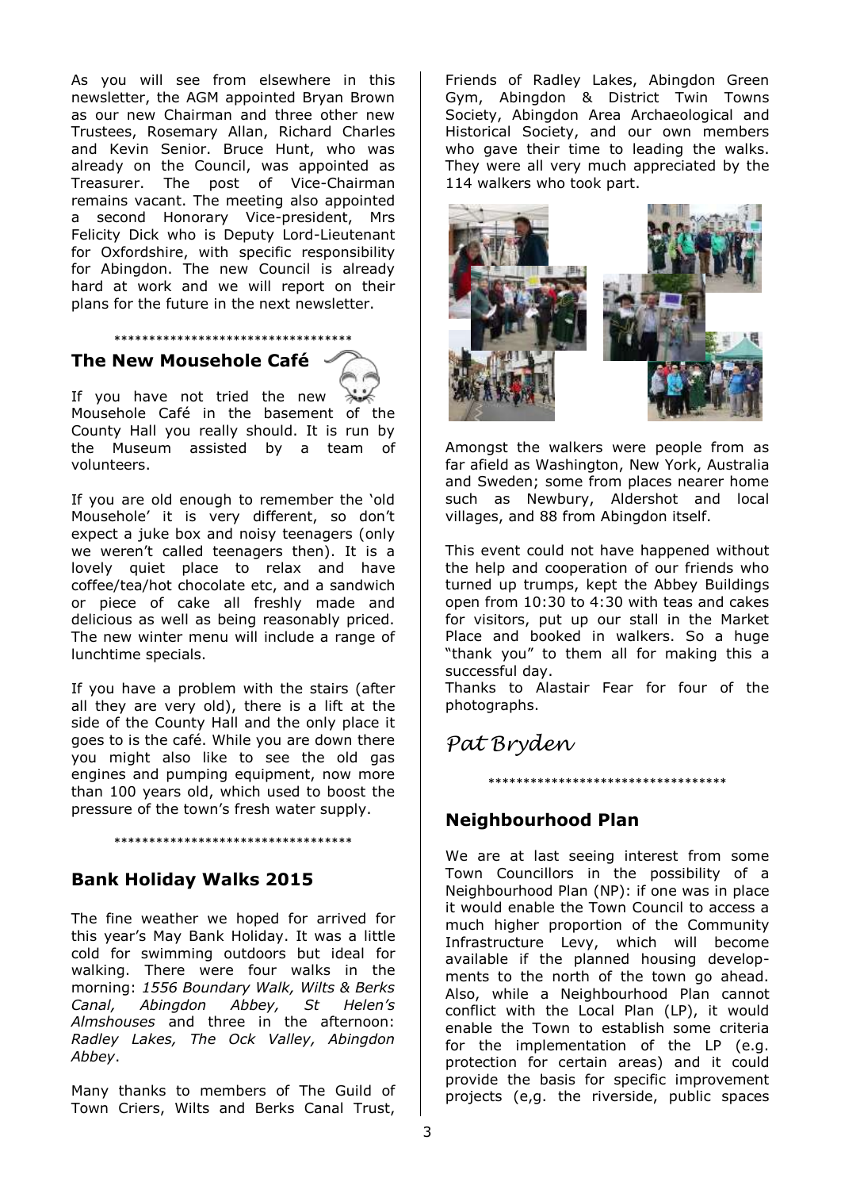As you will see from elsewhere in this newsletter, the AGM appointed Bryan Brown as our new Chairman and three other new Trustees, Rosemary Allan, Richard Charles and Kevin Senior. Bruce Hunt, who was already on the Council, was appointed as Treasurer. The post of Vice-Chairman remains vacant. The meeting also appointed a second Honorary Vice-president, Mrs Felicity Dick who is Deputy Lord-Lieutenant for Oxfordshire, with specific responsibility for Abingdon. The new Council is already hard at work and we will report on their plans for the future in the next newsletter.

\*\*\*\*\*\*\*\*\*\*\*\*\*\*\*\*\*\*\*\*\*\*\*\*\*\*\*\*\*\*\*\*\*\*

## The New Mousehole Café

If you have not tried the new Mousehole Café in the basement of the County Hall you really should. It is run by the Museum assisted by a team of volunteers.

If you are old enough to remember the 'old Mousehole' it is very different, so don't expect a juke box and noisy teenagers (only we weren't called teenagers then). It is a lovely quiet place to relax and have coffee/tea/hot chocolate etc, and a sandwich or piece of cake all freshly made and delicious as well as being reasonably priced. The new winter menu will include a range of lunchtime specials.

If you have a problem with the stairs (after all they are very old), there is a lift at the side of the County Hall and the only place it goes to is the café. While you are down there you might also like to see the old gas engines and pumping equipment, now more than 100 years old, which used to boost the pressure of the town's fresh water supply.

\*\*\*\*\*\*\*\*\*\*\*\*\*\*\*\*\*\*\*\*\*\*\*\*\*\*\*\*\*\*\*\*\*\*

## Bank Holiday Walks 2015

The fine weather we hoped for arrived for this year's May Bank Holiday. It was a little cold for swimming outdoors but ideal for walking. There were four walks in the morning: *1556 Boundary Walk, Wilts & Berks Canal, Abingdon Abbey, St Helen's Almshouses* and three in the afternoon: *Radley Lakes, The Ock Valley, Abingdon Abbey*.

Many thanks to members of The Guild of Town Criers, Wilts and Berks Canal Trust, Friends of Radley Lakes, Abingdon Green Gym, Abingdon & District Twin Towns Society, Abingdon Area Archaeological and Historical Society, and our own members who gave their time to leading the walks. They were all very much appreciated by the 114 walkers who took part.

Amongst the walkers were people from as far afield as Washington, New York, Australia and Sweden; some from places nearer home such as Newbury, Aldershot and local villages, and 88 from Abingdon itself.

This event could not have happened without the help and cooperation of our friends who turned up trumps, kept the Abbey Buildings open from 10:30 to 4:30 with teas and cakes for visitors, put up our stall in the Market Place and booked in walkers. So a huge "thank you" to them all for making this a successful day.

Thanks to Alastair Fear for four of the photographs.

*Pat Bryden*

\*\*\*\*\*\*\*\*\*\*\*\*\*\*\*\*\*\*\*\*\*\*\*\*\*\*\*\*\*\*\*\*\*\*

## Neighbourhood Plan

We are at last seeing interest from some Town Councillors in the possibility of a Neighbourhood Plan (NP): if one was in place it would enable the Town Council to access a much higher proportion of the Community Infrastructure Levy, which will become available if the planned housing developments to the north of the town go ahead. Also, while a Neighbourhood Plan cannot conflict with the Local Plan (LP), it would enable the Town to establish some criteria for the implementation of the LP (e.g. protection for certain areas) and it could provide the basis for specific improvement projects (e,g. the riverside, public spaces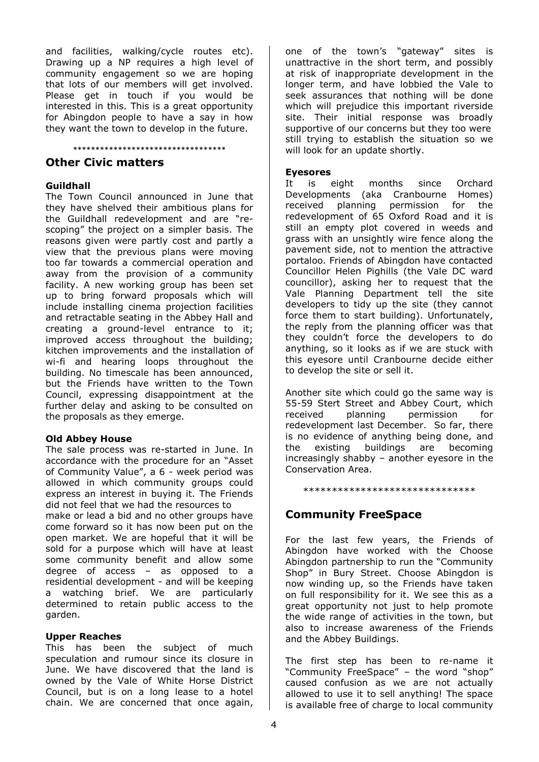and facilities, walking/cycle routes etc). Drawing up a NP requires a high level of community engagement so we are hoping that lots of our members will get involved. Please get in touch if you would be interested in this. This is a great opportunity for Abingdon people to have a say in how they want the town to develop in the future.

**********************************

## Other Civic matters

### Guildhall

The Town Council announced in June that they have shelved their ambitious plans for the Guildhall redevelopment and are "re-scoping" the project on a simpler basis. The reasons given were partly cost and partly a view that the previous plans were moving too far towards a commercial operation and away from the provision of a community facility. A new working group has been set up to bring forward proposals which will include installing cinema projection facilities and retractable seating in the Abbey Hall and creating a ground-level entrance to it; improved access throughout the building; kitchen improvements and the installation of wi-fi and hearing loops throughout the building. No timescale has been announced, but the Friends have written to the Town Council, expressing disappointment at the further delay and asking to be consulted on the proposals as they emerge.

### Old Abbey House

The sale process was re-started in June. In accordance with the procedure for an "Asset of Community Value", a 6 - week period was allowed in which community groups could express an interest in buying it. The Friends did not feel that we had the resources to make or lead a bid and no other groups have come forward so it has now been put on the open market. We are hopeful that it will be sold for a purpose which will have at least some community benefit and allow some degree of access – as opposed to a residential development - and will be keeping a watching brief. We are particularly determined to retain public access to the garden.

### Upper Reaches

This has been the subject of much speculation and rumour since its closure in June. We have discovered that the land is owned by the Vale of White Horse District Council, but is on a long lease to a hotel chain. We are concerned that once again, one of the town's "gateway" sites is unattractive in the short term, and possibly at risk of inappropriate development in the longer term, and have lobbied the Vale to seek assurances that nothing will be done which will prejudice this important riverside site. Their initial response was broadly supportive of our concerns but they too were still trying to establish the situation so we will look for an update shortly.

### Eyesores

It is eight months since Orchard Developments (aka Cranbourne Homes) received planning permission for the redevelopment of 65 Oxford Road and it is still an empty plot covered in weeds and grass with an unsightly wire fence along the pavement side, not to mention the attractive portaloo. Friends of Abingdon have contacted Councillor Helen Pighills (the Vale DC ward councillor), asking her to request that the Vale Planning Department tell the site developers to tidy up the site (they cannot force them to start building). Unfortunately, the reply from the planning officer was that they couldn't force the developers to do anything, so it looks as if we are stuck with this eyesore until Cranbourne decide either to develop the site or sell it.

Another site which could go the same way is 55-59 Stert Street and Abbey Court, which received planning permission for redevelopment last December. So far, there is no evidence of anything being done, and the existing buildings are becoming increasingly shabby – another eyesore in the Conservation Area.

******************************

## Community FreeSpace

For the last few years, the Friends of Abingdon have worked with the Choose Abingdon partnership to run the "Community Shop" in Bury Street. Choose Abingdon is now winding up, so the Friends have taken on full responsibility for it. We see this as a great opportunity not just to help promote the wide range of activities in the town, but also to increase awareness of the Friends and the Abbey Buildings.

The first step has been to re-name it "Community FreeSpace" – the word "shop" caused confusion as we are not actually allowed to use it to sell anything! The space is available free of charge to local community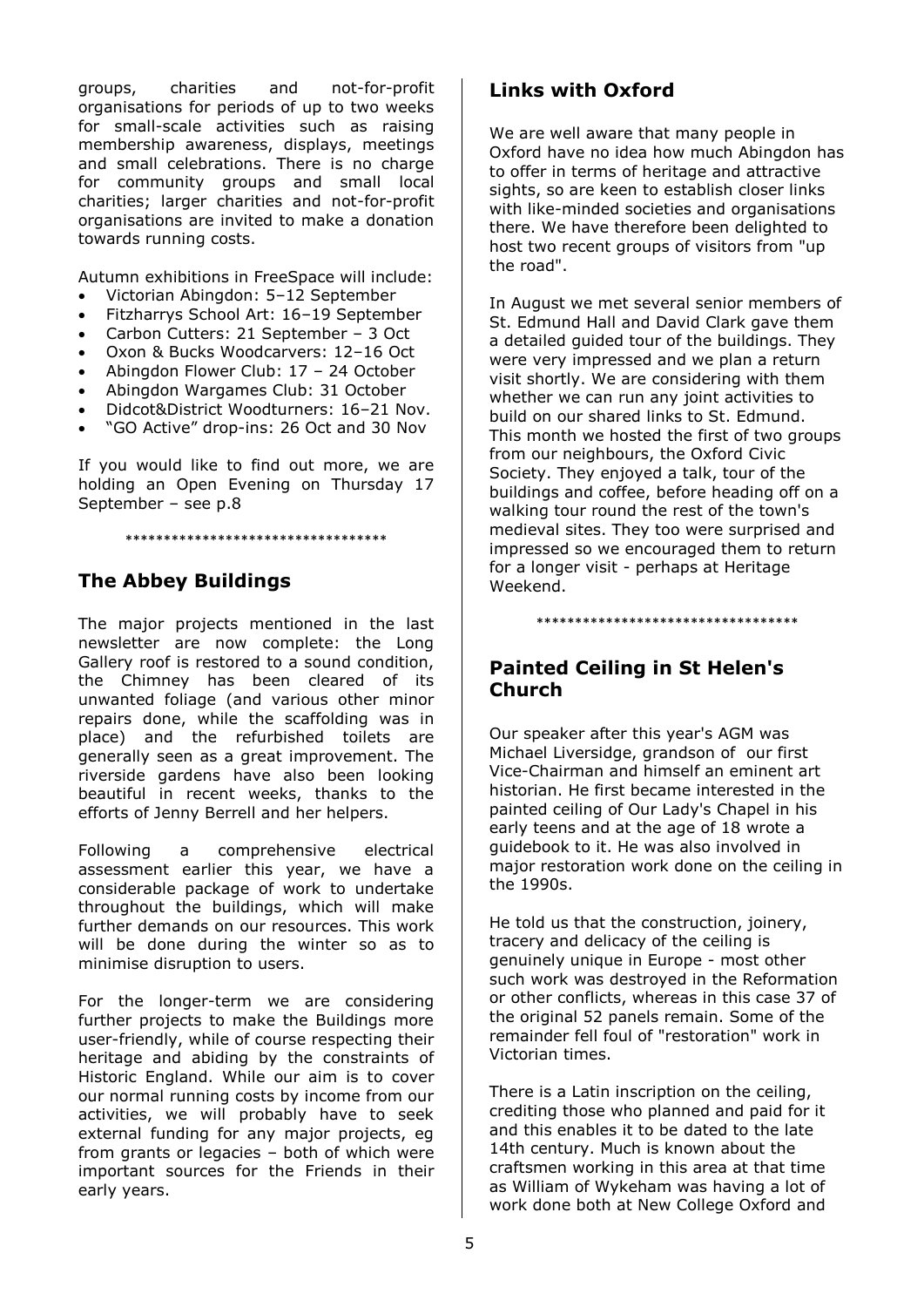groups, charities and not-for-profit organisations for periods of up to two weeks for small-scale activities such as raising membership awareness, displays, meetings and small celebrations. There is no charge for community groups and small local charities; larger charities and not-for-profit organisations are invited to make a donation towards running costs.

Autumn exhibitions in FreeSpace will include:

- Victorian Abingdon: 5–12 September
- Fitzharrys School Art: 16–19 September
- Carbon Cutters: 21 September – 3 Oct
- Oxon & Bucks Woodcarvers: 12–16 Oct
- Abingdon Flower Club: 17 – 24 October
- Abingdon Wargames Club: 31 October
- Didcot&District Woodturners: 16–21 Nov.
- "GO Active" drop-ins: 26 Oct and 30 Nov

If you would like to find out more, we are holding an Open Evening on Thursday 17 September – see p.8

\*\*\*\*\*\*\*\*\*\*\*\*\*\*\*\*\*\*\*\*\*\*\*\*\*\*\*\*\*\*\*\*\*\*

## The Abbey Buildings

The major projects mentioned in the last newsletter are now complete: the Long Gallery roof is restored to a sound condition, the Chimney has been cleared of its unwanted foliage (and various other minor repairs done, while the scaffolding was in place) and the refurbished toilets are generally seen as a great improvement. The riverside gardens have also been looking beautiful in recent weeks, thanks to the efforts of Jenny Berrell and her helpers.

Following a comprehensive electrical assessment earlier this year, we have a considerable package of work to undertake throughout the buildings, which will make further demands on our resources. This work will be done during the winter so as to minimise disruption to users.

For the longer-term we are considering further projects to make the Buildings more user-friendly, while of course respecting their heritage and abiding by the constraints of Historic England. While our aim is to cover our normal running costs by income from our activities, we will probably have to seek external funding for any major projects, eg from grants or legacies – both of which were important sources for the Friends in their early years.

## Links with Oxford

We are well aware that many people in Oxford have no idea how much Abingdon has to offer in terms of heritage and attractive sights, so are keen to establish closer links with like-minded societies and organisations there. We have therefore been delighted to host two recent groups of visitors from "up the road".

In August we met several senior members of St. Edmund Hall and David Clark gave them a detailed guided tour of the buildings. They were very impressed and we plan a return visit shortly. We are considering with them whether we can run any joint activities to build on our shared links to St. Edmund. This month we hosted the first of two groups from our neighbours, the Oxford Civic Society. They enjoyed a talk, tour of the buildings and coffee, before heading off on a walking tour round the rest of the town's medieval sites. They too were surprised and impressed so we encouraged them to return for a longer visit - perhaps at Heritage Weekend.

\*\*\*\*\*\*\*\*\*\*\*\*\*\*\*\*\*\*\*\*\*\*\*\*\*\*\*\*\*\*\*\*\*\*

## Painted Ceiling in St Helen's Church

Our speaker after this year's AGM was Michael Liversidge, grandson of our first Vice-Chairman and himself an eminent art historian. He first became interested in the painted ceiling of Our Lady's Chapel in his early teens and at the age of 18 wrote a guidebook to it. He was also involved in major restoration work done on the ceiling in the 1990s.

He told us that the construction, joinery, tracery and delicacy of the ceiling is genuinely unique in Europe - most other such work was destroyed in the Reformation or other conflicts, whereas in this case 37 of the original 52 panels remain. Some of the remainder fell foul of "restoration" work in Victorian times.

There is a Latin inscription on the ceiling, crediting those who planned and paid for it and this enables it to be dated to the late 14th century. Much is known about the craftsmen working in this area at that time as William of Wykeham was having a lot of work done both at New College Oxford and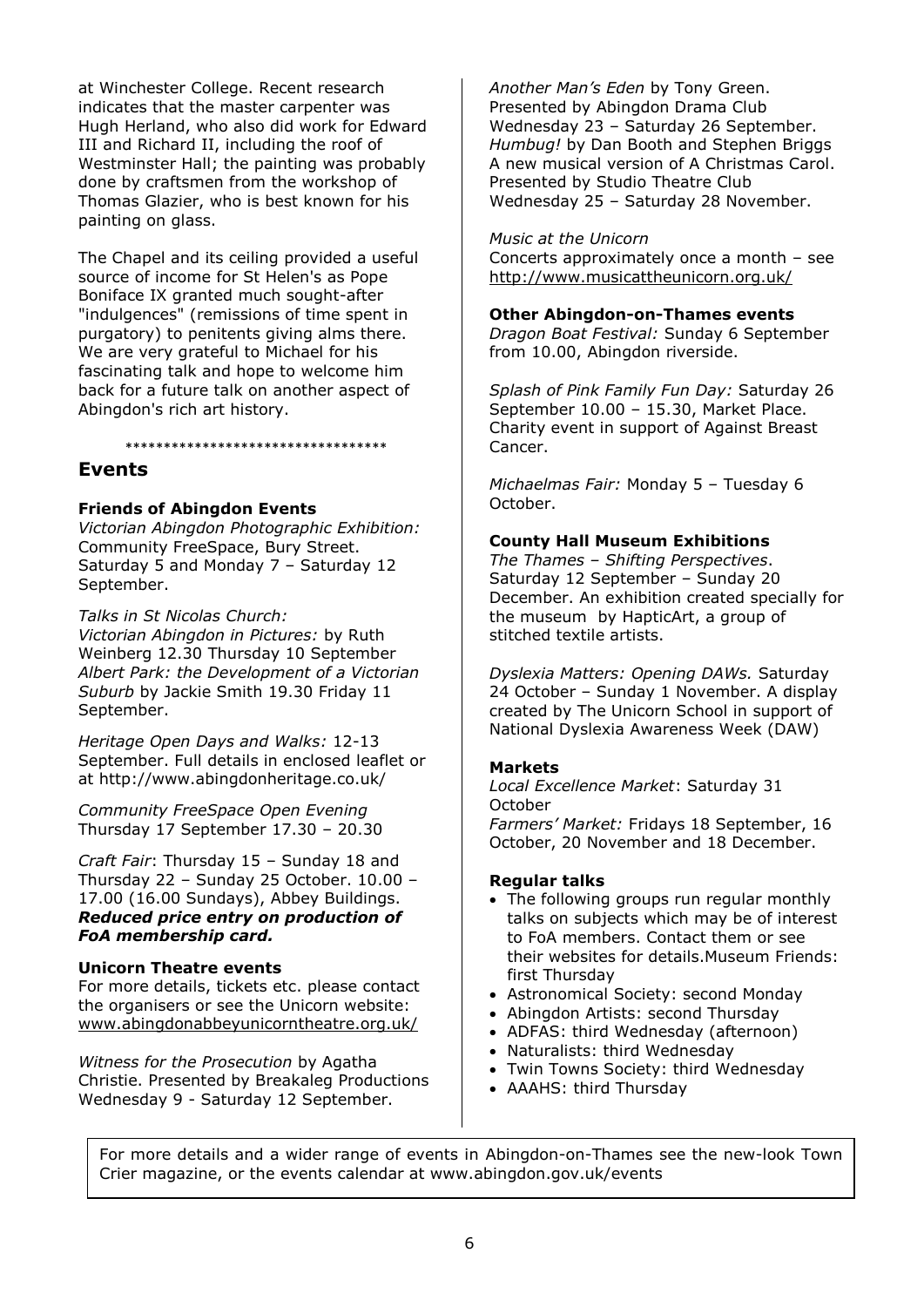at Winchester College. Recent research indicates that the master carpenter was Hugh Herland, who also did work for Edward III and Richard II, including the roof of Westminster Hall; the painting was probably done by craftsmen from the workshop of Thomas Glazier, who is best known for his painting on glass.

The Chapel and its ceiling provided a useful source of income for St Helen's as Pope Boniface IX granted much sought-after "indulgences" (remissions of time spent in purgatory) to penitents giving alms there. We are very grateful to Michael for his fascinating talk and hope to welcome him back for a future talk on another aspect of Abingdon's rich art history.

**********************************

# Events

### Friends of Abingdon Events

*Victorian Abingdon Photographic Exhibition:* Community FreeSpace, Bury Street. Saturday 5 and Monday 7 – Saturday 12 September.

*Talks in St Nicolas Church:*
*Victorian Abingdon in Pictures:* by Ruth Weinberg 12.30 Thursday 10 September
*Albert Park: the Development of a Victorian Suburb* by Jackie Smith 19.30 Friday 11 September.

*Heritage Open Days and Walks:* 12-13 September. Full details in enclosed leaflet or at http://www.abingdonheritage.co.uk/

*Community FreeSpace Open Evening* Thursday 17 September 17.30 – 20.30

*Craft Fair*: Thursday 15 – Sunday 18 and Thursday 22 – Sunday 25 October. 10.00 – 17.00 (16.00 Sundays), Abbey Buildings.
***Reduced price entry on production of FoA membership card.***

### Unicorn Theatre events

For more details, tickets etc. please contact the organisers or see the Unicorn website: www.abingdonabbeyunicorntheatre.org.uk/

*Witness for the Prosecution* by Agatha Christie. Presented by Breakaleg Productions Wednesday 9 - Saturday 12 September.

*Another Man's Eden* by Tony Green. Presented by Abingdon Drama Club Wednesday 23 – Saturday 26 September.
*Humbug!* by Dan Booth and Stephen Briggs A new musical version of A Christmas Carol. Presented by Studio Theatre Club Wednesday 25 – Saturday 28 November.

*Music at the Unicorn*
Concerts approximately once a month – see http://www.musicattheunicorn.org.uk/

### Other Abingdon-on-Thames events

*Dragon Boat Festival:* Sunday 6 September from 10.00, Abingdon riverside.

*Splash of Pink Family Fun Day:* Saturday 26 September 10.00 – 15.30, Market Place. Charity event in support of Against Breast Cancer.

*Michaelmas Fair:* Monday 5 – Tuesday 6 October.

### County Hall Museum Exhibitions

*The Thames – Shifting Perspectives*. Saturday 12 September – Sunday 20 December. An exhibition created specially for the museum by HapticArt, a group of stitched textile artists.

*Dyslexia Matters: Opening DAWs.* Saturday 24 October – Sunday 1 November. A display created by The Unicorn School in support of National Dyslexia Awareness Week (DAW)

### Markets

*Local Excellence Market*: Saturday 31 October
*Farmers' Market:* Fridays 18 September, 16 October, 20 November and 18 December.

### Regular talks

- The following groups run regular monthly talks on subjects which may be of interest to FoA members. Contact them or see their websites for details.Museum Friends: first Thursday
- Astronomical Society: second Monday
- Abingdon Artists: second Thursday
- ADFAS: third Wednesday (afternoon)
- Naturalists: third Wednesday
- Twin Towns Society: third Wednesday
- AAAHS: third Thursday

For more details and a wider range of events in Abingdon-on-Thames see the new-look Town Crier magazine, or the events calendar at www.abingdon.gov.uk/events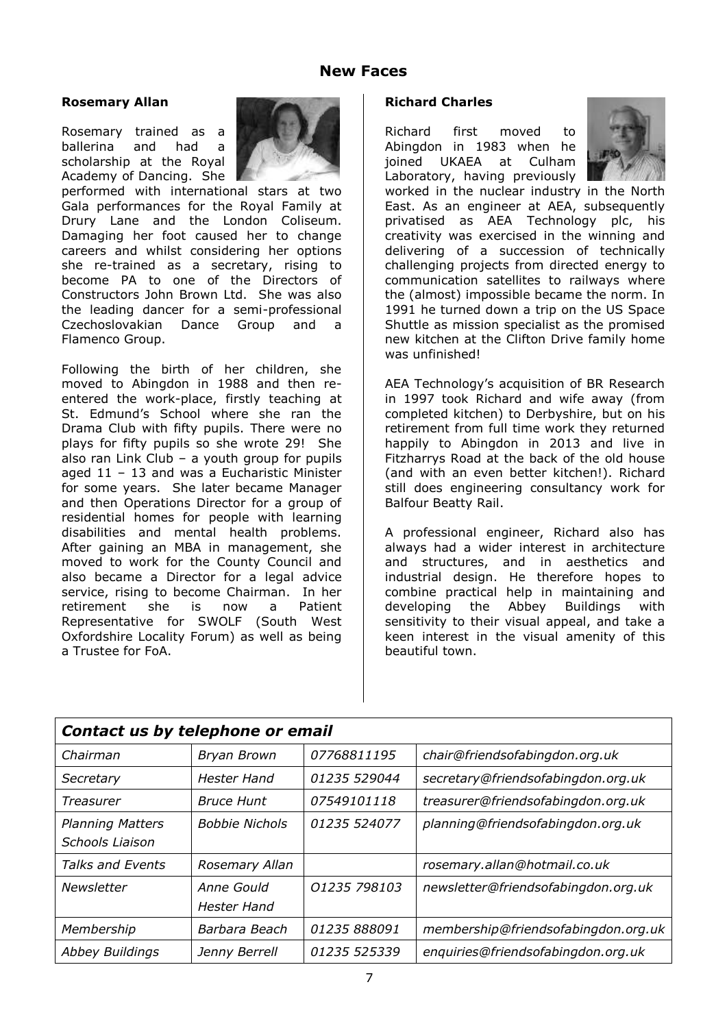## New Faces

### Rosemary Allan

Rosemary trained as a ballerina and had a scholarship at the Royal Academy of Dancing. She performed with international stars at two Gala performances for the Royal Family at Drury Lane and the London Coliseum. Damaging her foot caused her to change careers and whilst considering her options she re-trained as a secretary, rising to become PA to one of the Directors of Constructors John Brown Ltd. She was also the leading dancer for a semi-professional Czechoslovakian Dance Group and a Flamenco Group.

Following the birth of her children, she moved to Abingdon in 1988 and then re-entered the work-place, firstly teaching at St. Edmund's School where she ran the Drama Club with fifty pupils. There were no plays for fifty pupils so she wrote 29! She also ran Link Club – a youth group for pupils aged 11 – 13 and was a Eucharistic Minister for some years. She later became Manager and then Operations Director for a group of residential homes for people with learning disabilities and mental health problems. After gaining an MBA in management, she moved to work for the County Council and also became a Director for a legal advice service, rising to become Chairman. In her retirement she is now a Patient Representative for SWOLF (South West Oxfordshire Locality Forum) as well as being a Trustee for FoA.

### Richard Charles

Richard first moved to Abingdon in 1983 when he joined UKAEA at Culham Laboratory, having previously worked in the nuclear industry in the North East. As an engineer at AEA, subsequently privatised as AEA Technology plc, his creativity was exercised in the winning and delivering of a succession of technically challenging projects from directed energy to communication satellites to railways where the (almost) impossible became the norm. In 1991 he turned down a trip on the US Space Shuttle as mission specialist as the promised new kitchen at the Clifton Drive family home was unfinished!

AEA Technology's acquisition of BR Research in 1997 took Richard and wife away (from completed kitchen) to Derbyshire, but on his retirement from full time work they returned happily to Abingdon in 2013 and live in Fitzharrys Road at the back of the old house (and with an even better kitchen!). Richard still does engineering consultancy work for Balfour Beatty Rail.

A professional engineer, Richard also has always had a wider interest in architecture and structures, and in aesthetics and industrial design. He therefore hopes to combine practical help in maintaining and developing the Abbey Buildings with sensitivity to their visual appeal, and take a keen interest in the visual amenity of this beautiful town.

| *Contact us by telephone or email* | | | |
|---|---|---|---|
| *Chairman* | *Bryan Brown* | *07768811195* | *chair@friendsofabingdon.org.uk* |
| *Secretary* | *Hester Hand* | *01235 529044* | *secretary@friendsofabingdon.org.uk* |
| *Treasurer* | *Bruce Hunt* | *07549101118* | *treasurer@friendsofabingdon.org.uk* |
| *Planning Matters Schools Liaison* | *Bobbie Nichols* | *01235 524077* | *planning@friendsofabingdon.org.uk* |
| *Talks and Events* | *Rosemary Allan* | | *rosemary.allan@hotmail.co.uk* |
| *Newsletter* | *Anne Gould Hester Hand* | *O1235 798103* | *newsletter@friendsofabingdon.org.uk* |
| *Membership* | *Barbara Beach* | *01235 888091* | *membership@friendsofabingdon.org.uk* |
| *Abbey Buildings* | *Jenny Berrell* | *01235 525339* | *enquiries@friendsofabingdon.org.uk* |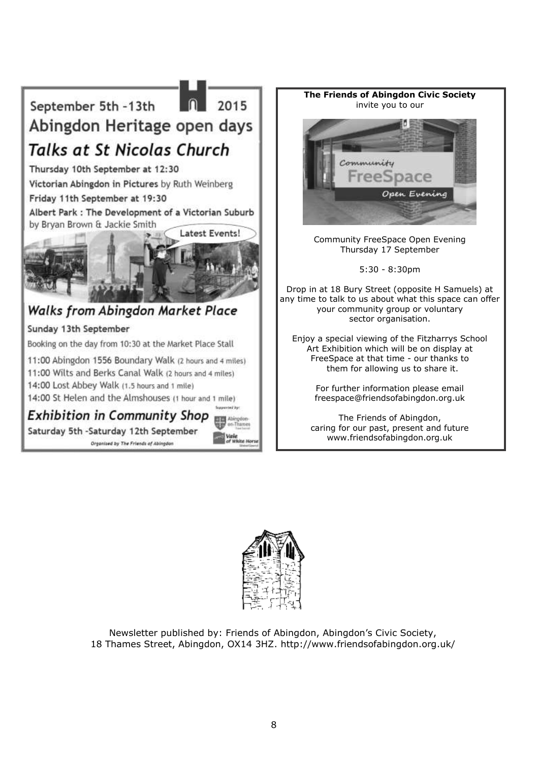September 5th - 13th 2015

# Abingdon Heritage open days

## *Talks at St Nicolas Church*

Thursday 10th September at 12:30

**Victorian Abingdon in Pictures** by Ruth Weinberg

Friday 11th September at 19:30

**Albert Park : The Development of a Victorian Suburb** by Bryan Brown & Jackie Smith

Latest Events!

## *Walks from Abingdon Market Place*

Sunday 13th September

Booking on the day from 10:30 at the Market Place Stall

- 11:00 Abingdon 1556 Boundary Walk (2 hours and 4 miles)
- 11:00 Wilts and Berks Canal Walk (2 hours and 4 miles)
- 14:00 Lost Abbey Walk (1.5 hours and 1 mile)
- 14:00 St Helen and the Almshouses (1 hour and 1 mile)

## *Exhibition in Community Shop*

Saturday 5th - Saturday 12th September

*Organized by The Friends of Abingdon*

Supported by: Abingdon-on-Thames Town Council, Vale of White Horse District Council

---

**The Friends of Abingdon Civic Society**
invite you to our

Community FreeSpace Open Evening

Community FreeSpace Open Evening
Thursday 17 September

5:30 - 8:30pm

Drop in at 18 Bury Street (opposite H Samuels) at any time to talk to us about what this space can offer your community group or voluntary sector organisation.

Enjoy a special viewing of the Fitzharrys School Art Exhibition which will be on display at FreeSpace at that time - our thanks to them for allowing us to share it.

For further information please email freespace@friendsofabingdon.org.uk

The Friends of Abingdon,
caring for our past, present and future
www.friendsofabingdon.org.uk

---

Newsletter published by: Friends of Abingdon, Abingdon's Civic Society,
18 Thames Street, Abingdon, OX14 3HZ. http://www.friendsofabingdon.org.uk/